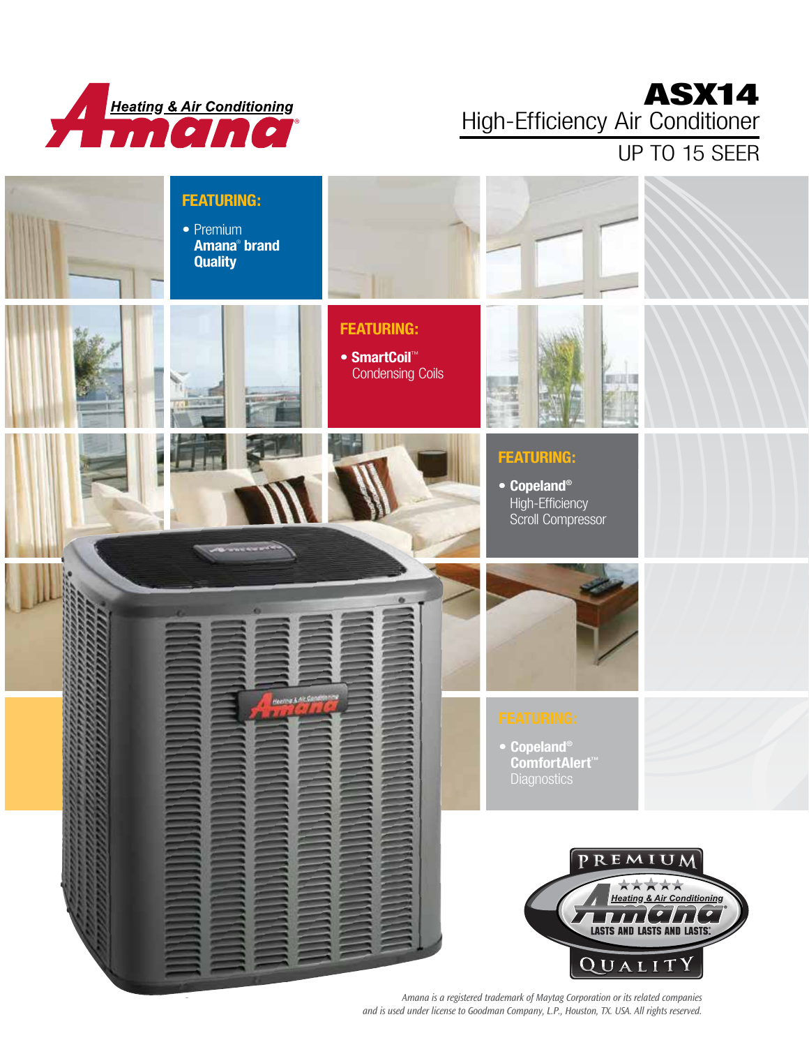Heating & Air Conditioning
Amana®

# ASX14

## High-Efficiency Air Conditioner

UP TO 15 SEER

**FEATURING:**

- Premium **Amana® brand Quality**

**FEATURING:**

- **SmartCoil™** Condensing Coils

**FEATURING:**

- **Copeland®** High-Efficiency Scroll Compressor

**FEATURING:**

- **Copeland® ComfortAlert™** Diagnostics

PREMIUM
Heating & Air Conditioning
Amana®
LASTS AND LASTS AND LASTS.
QUALITY

*Amana is a registered trademark of Maytag Corporation or its related companies and is used under license to Goodman Company, L.P., Houston, TX. USA. All rights reserved.*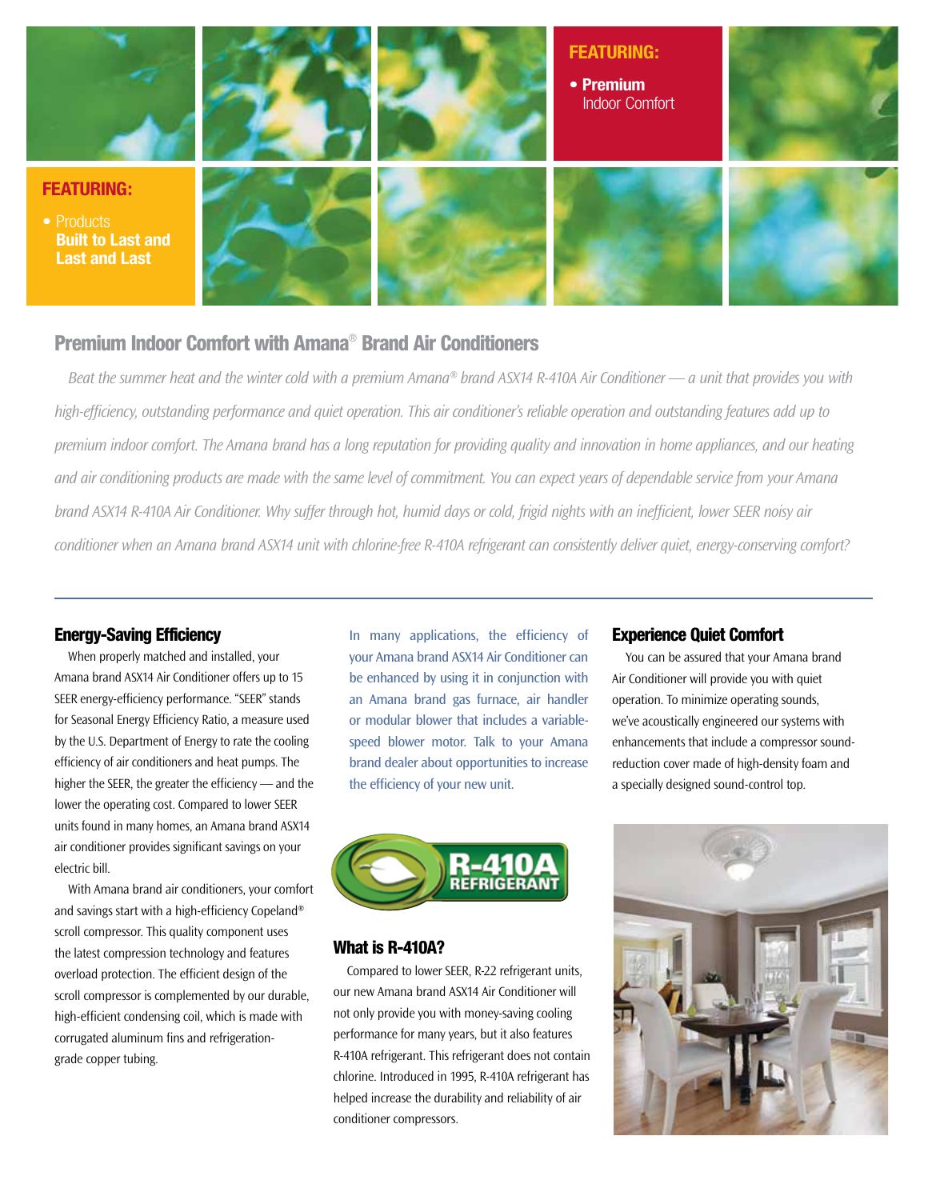**FEATURING:**

- **Premium** Indoor Comfort

**FEATURING:**

- Products **Built to Last and Last and Last**

## Premium Indoor Comfort with Amana® Brand Air Conditioners

*Beat the summer heat and the winter cold with a premium Amana® brand ASX14 R-410A Air Conditioner — a unit that provides you with high-efficiency, outstanding performance and quiet operation. This air conditioner's reliable operation and outstanding features add up to premium indoor comfort. The Amana brand has a long reputation for providing quality and innovation in home appliances, and our heating and air conditioning products are made with the same level of commitment. You can expect years of dependable service from your Amana brand ASX14 R-410A Air Conditioner. Why suffer through hot, humid days or cold, frigid nights with an inefficient, lower SEER noisy air conditioner when an Amana brand ASX14 unit with chlorine-free R-410A refrigerant can consistently deliver quiet, energy-conserving comfort?*

### Energy-Saving Efficiency

When properly matched and installed, your Amana brand ASX14 Air Conditioner offers up to 15 SEER energy-efficiency performance. "SEER" stands for Seasonal Energy Efficiency Ratio, a measure used by the U.S. Department of Energy to rate the cooling efficiency of air conditioners and heat pumps. The higher the SEER, the greater the efficiency — and the lower the operating cost. Compared to lower SEER units found in many homes, an Amana brand ASX14 air conditioner provides significant savings on your electric bill.

With Amana brand air conditioners, your comfort and savings start with a high-efficiency Copeland® scroll compressor. This quality component uses the latest compression technology and features overload protection. The efficient design of the scroll compressor is complemented by our durable, high-efficient condensing coil, which is made with corrugated aluminum fins and refrigeration-grade copper tubing.

In many applications, the efficiency of your Amana brand ASX14 Air Conditioner can be enhanced by using it in conjunction with an Amana brand gas furnace, air handler or modular blower that includes a variable-speed blower motor. Talk to your Amana brand dealer about opportunities to increase the efficiency of your new unit.

R-410A REFRIGERANT

### What is R-410A?

Compared to lower SEER, R-22 refrigerant units, our new Amana brand ASX14 Air Conditioner will not only provide you with money-saving cooling performance for many years, but it also features R-410A refrigerant. This refrigerant does not contain chlorine. Introduced in 1995, R-410A refrigerant has helped increase the durability and reliability of air conditioner compressors.

### Experience Quiet Comfort

You can be assured that your Amana brand Air Conditioner will provide you with quiet operation. To minimize operating sounds, we've acoustically engineered our systems with enhancements that include a compressor sound-reduction cover made of high-density foam and a specially designed sound-control top.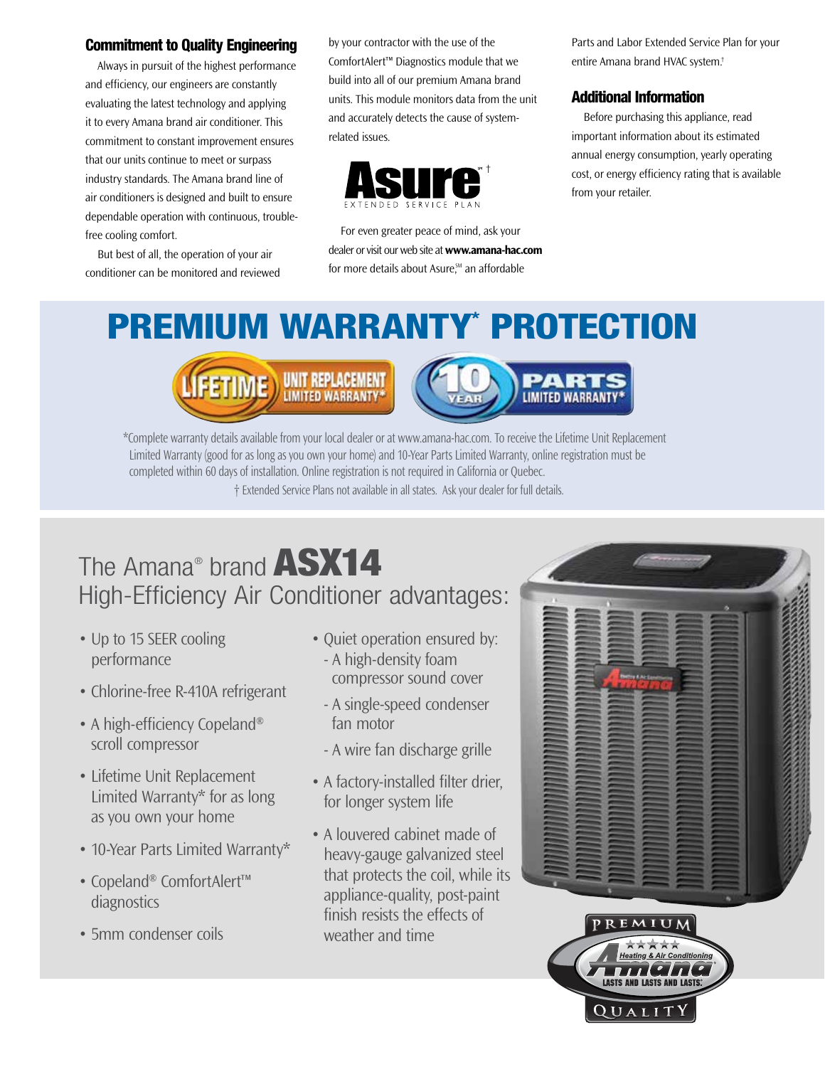## Commitment to Quality Engineering

Always in pursuit of the highest performance and efficiency, our engineers are constantly evaluating the latest technology and applying it to every Amana brand air conditioner. This commitment to constant improvement ensures that our units continue to meet or surpass industry standards. The Amana brand line of air conditioners is designed and built to ensure dependable operation with continuous, trouble-free cooling comfort.

But best of all, the operation of your air conditioner can be monitored and reviewed by your contractor with the use of the ComfortAlert™ Diagnostics module that we build into all of our premium Amana brand units. This module monitors data from the unit and accurately detects the cause of system-related issues.

**Asure**℠ † EXTENDED SERVICE PLAN

For even greater peace of mind, ask your dealer or visit our web site at **www.amana-hac.com** for more details about Asure,℠ an affordable Parts and Labor Extended Service Plan for your entire Amana brand HVAC system.†

## Additional Information

Before purchasing this appliance, read important information about its estimated annual energy consumption, yearly operating cost, or energy efficiency rating that is available from your retailer.

# PREMIUM WARRANTY* PROTECTION

LIFETIME UNIT REPLACEMENT LIMITED WARRANTY*

10 YEAR PARTS LIMITED WARRANTY*

*Complete warranty details available from your local dealer or at www.amana-hac.com. To receive the Lifetime Unit Replacement Limited Warranty (good for as long as you own your home) and 10-Year Parts Limited Warranty, online registration must be completed within 60 days of installation. Online registration is not required in California or Quebec.

† Extended Service Plans not available in all states. Ask your dealer for full details.

# The Amana® brand **ASX14** High-Efficiency Air Conditioner advantages:

- Up to 15 SEER cooling performance
- Chlorine-free R-410A refrigerant
- A high-efficiency Copeland® scroll compressor
- Lifetime Unit Replacement Limited Warranty* for as long as you own your home
- 10-Year Parts Limited Warranty*
- Copeland® ComfortAlert™ diagnostics
- 5mm condenser coils
- Quiet operation ensured by:
  - A high-density foam compressor sound cover
  - A single-speed condenser fan motor
  - A wire fan discharge grille
- A factory-installed filter drier, for longer system life
- A louvered cabinet made of heavy-gauge galvanized steel that protects the coil, while its appliance-quality, post-paint finish resists the effects of weather and time

PREMIUM Amana Heating & Air Conditioning LASTS AND LASTS AND LASTS.® QUALITY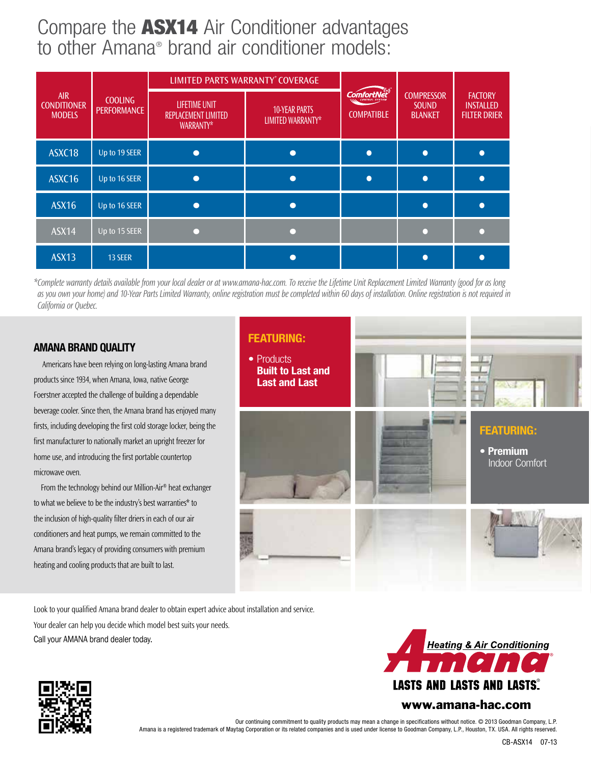# Compare the **ASX14** Air Conditioner advantages to other Amana® brand air conditioner models:

| AIR CONDITIONER MODELS | COOLING PERFORMANCE | LIMITED PARTS WARRANTY* COVERAGE | | ComfortNet COMPATIBLE | COMPRESSOR SOUND BLANKET | FACTORY INSTALLED FILTER DRIER |
|---|---|---|---|---|---|---|
| | | LIFETIME UNIT REPLACEMENT LIMITED WARRANTY* | 10-YEAR PARTS LIMITED WARRANTY* | | | |
| ASXC18 | Up to 19 SEER | ● | ● | ● | ● | ● |
| ASXC16 | Up to 16 SEER | ● | ● | ● | ● | ● |
| ASX16 | Up to 16 SEER | ● | ● | | ● | ● |
| ASX14 | Up to 15 SEER | ● | ● | | ● | ● |
| ASX13 | 13 SEER | | ● | | ● | ● |

*\*Complete warranty details available from your local dealer or at www.amana-hac.com. To receive the Lifetime Unit Replacement Limited Warranty (good for as long as you own your home) and 10-Year Parts Limited Warranty, online registration must be completed within 60 days of installation. Online registration is not required in California or Quebec.*

## AMANA BRAND QUALITY

Americans have been relying on long-lasting Amana brand products since 1934, when Amana, Iowa, native George Foerstner accepted the challenge of building a dependable beverage cooler. Since then, the Amana brand has enjoyed many firsts, including developing the first cold storage locker, being the first manufacturer to nationally market an upright freezer for home use, and introducing the first portable countertop microwave oven.

From the technology behind our Million-Air® heat exchanger to what we believe to be the industry's best warranties* to the inclusion of high-quality filter driers in each of our air conditioners and heat pumps, we remain committed to the Amana brand's legacy of providing consumers with premium heating and cooling products that are built to last.

**FEATURING:**

- Products **Built to Last and Last and Last**

**FEATURING:**

- **Premium** Indoor Comfort

Look to your qualified Amana brand dealer to obtain expert advice about installation and service.

Your dealer can help you decide which model best suits your needs.

Call your AMANA brand dealer today.

Heating & Air Conditioning
Amana
LASTS AND LASTS AND LASTS.®

**www.amana-hac.com**

Our continuing commitment to quality products may mean a change in specifications without notice. © 2013 Goodman Company, L.P. Amana is a registered trademark of Maytag Corporation or its related companies and is used under license to Goodman Company, L.P., Houston, TX. USA. All rights reserved.

CB-ASX14 07-13